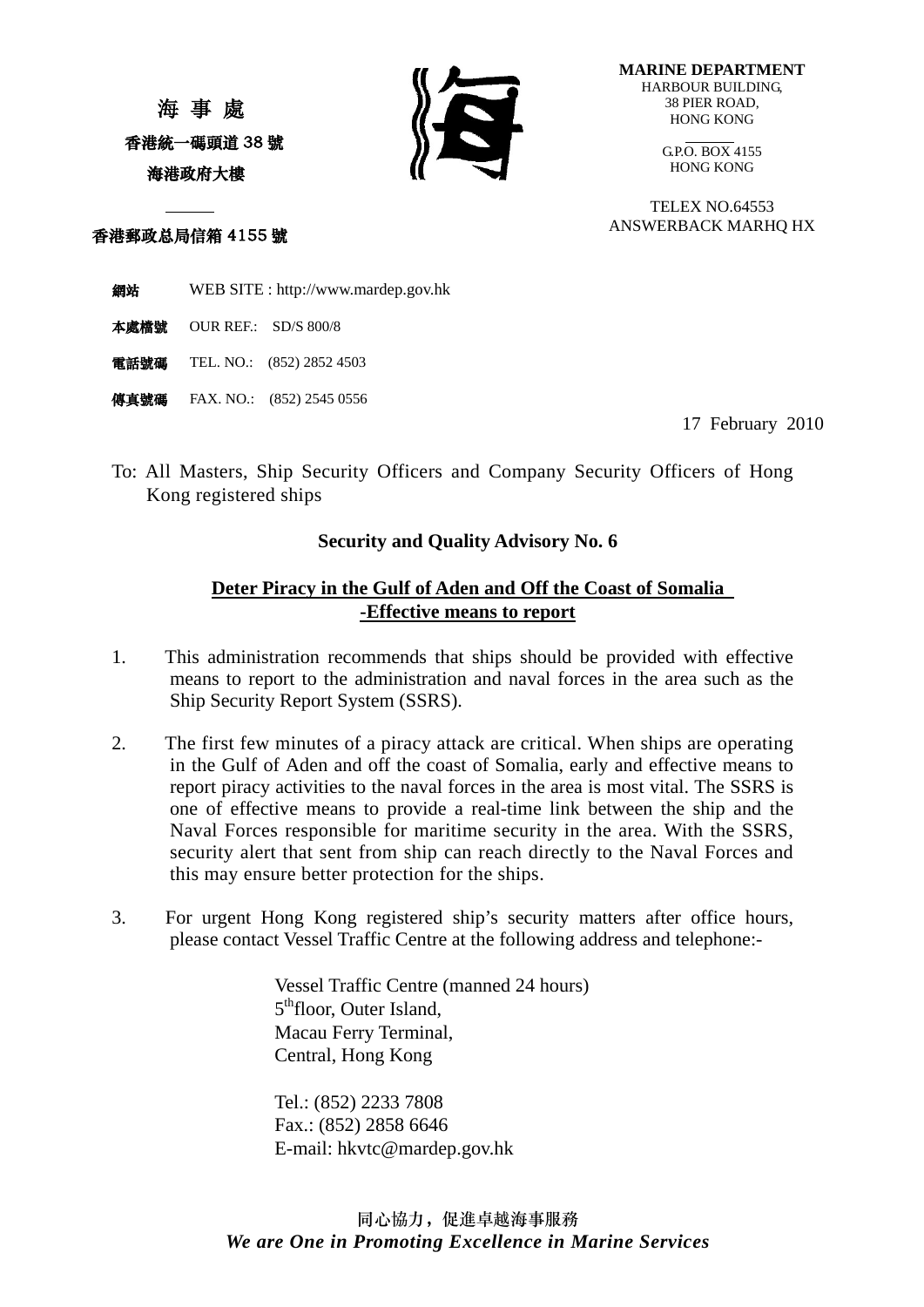海 事 處

香港統一碼頭道 38 號

海港政府大樓

香港郵政总局信箱 4155 號

**MARINE DEPARTMENT**
HARBOUR BUILDING,
38 PIER ROAD,
HONG KONG

G.P.O. BOX 4155
HONG KONG

TELEX NO.64553
ANSWERBACK MARHQ HX

網站 WEB SITE : http://www.mardep.gov.hk

本處檔號 OUR REF.: SD/S 800/8

電話號碼 TEL. NO.: (852) 2852 4503

傳真號碼 FAX. NO.: (852) 2545 0556

17 February 2010

To: All Masters, Ship Security Officers and Company Security Officers of Hong Kong registered ships

**Security and Quality Advisory No. 6**

**Deter Piracy in the Gulf of Aden and Off the Coast of Somalia -Effective means to report**

1. This administration recommends that ships should be provided with effective means to report to the administration and naval forces in the area such as the Ship Security Report System (SSRS).

2. The first few minutes of a piracy attack are critical. When ships are operating in the Gulf of Aden and off the coast of Somalia, early and effective means to report piracy activities to the naval forces in the area is most vital. The SSRS is one of effective means to provide a real-time link between the ship and the Naval Forces responsible for maritime security in the area. With the SSRS, security alert that sent from ship can reach directly to the Naval Forces and this may ensure better protection for the ships.

3. For urgent Hong Kong registered ship's security matters after office hours, please contact Vessel Traffic Centre at the following address and telephone:-

Vessel Traffic Centre (manned 24 hours)
5th floor, Outer Island,
Macau Ferry Terminal,
Central, Hong Kong

Tel.: (852) 2233 7808
Fax.: (852) 2858 6646
E-mail: hkvtc@mardep.gov.hk

同心協力，促進卓越海事服務
*We are One in Promoting Excellence in Marine Services*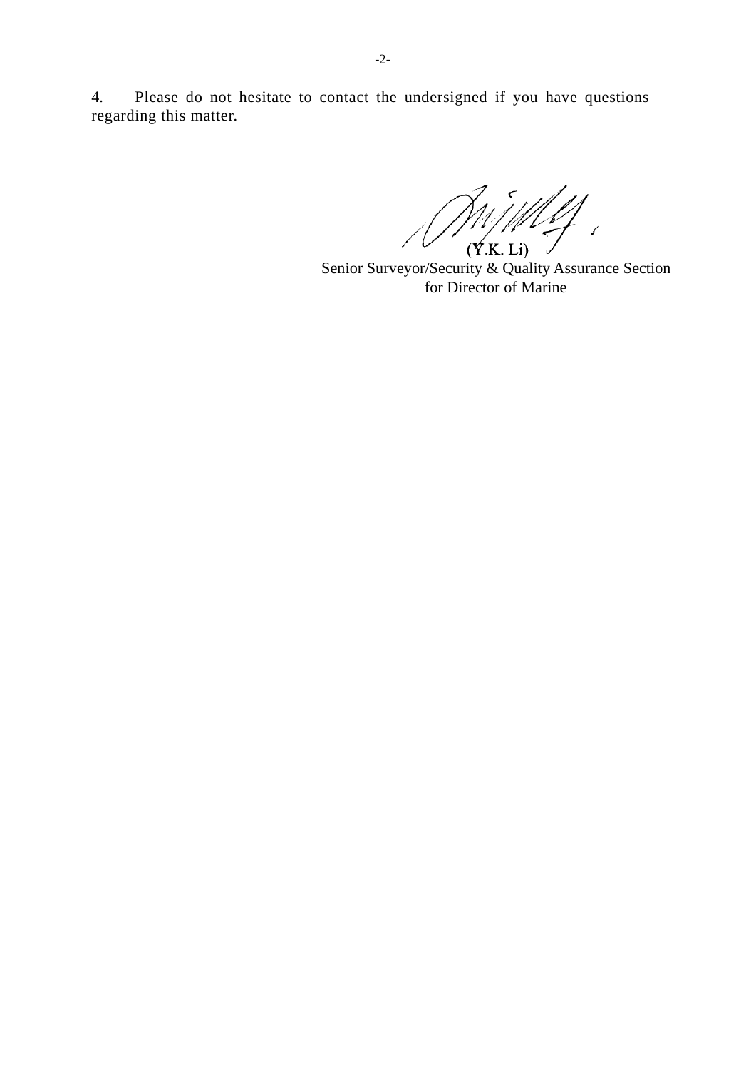4. Please do not hesitate to contact the undersigned if you have questions regarding this matter.

(Y.K. Li)
Senior Surveyor/Security & Quality Assurance Section
for Director of Marine